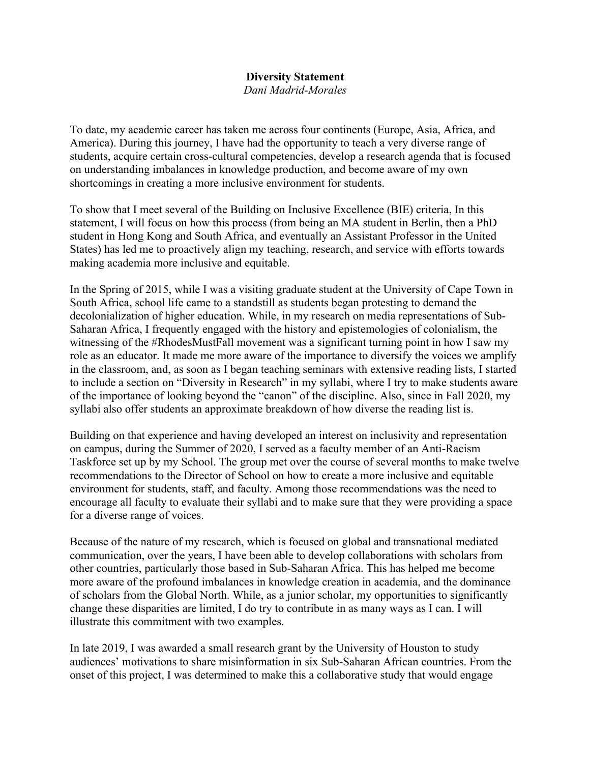**Diversity Statement**
*Dani Madrid-Morales*

To date, my academic career has taken me across four continents (Europe, Asia, Africa, and America). During this journey, I have had the opportunity to teach a very diverse range of students, acquire certain cross-cultural competencies, develop a research agenda that is focused on understanding imbalances in knowledge production, and become aware of my own shortcomings in creating a more inclusive environment for students.

To show that I meet several of the Building on Inclusive Excellence (BIE) criteria, In this statement, I will focus on how this process (from being an MA student in Berlin, then a PhD student in Hong Kong and South Africa, and eventually an Assistant Professor in the United States) has led me to proactively align my teaching, research, and service with efforts towards making academia more inclusive and equitable.

In the Spring of 2015, while I was a visiting graduate student at the University of Cape Town in South Africa, school life came to a standstill as students began protesting to demand the decolonialization of higher education. While, in my research on media representations of Sub-Saharan Africa, I frequently engaged with the history and epistemologies of colonialism, the witnessing of the #RhodesMustFall movement was a significant turning point in how I saw my role as an educator. It made me more aware of the importance to diversify the voices we amplify in the classroom, and, as soon as I began teaching seminars with extensive reading lists, I started to include a section on "Diversity in Research" in my syllabi, where I try to make students aware of the importance of looking beyond the "canon" of the discipline. Also, since in Fall 2020, my syllabi also offer students an approximate breakdown of how diverse the reading list is.

Building on that experience and having developed an interest on inclusivity and representation on campus, during the Summer of 2020, I served as a faculty member of an Anti-Racism Taskforce set up by my School. The group met over the course of several months to make twelve recommendations to the Director of School on how to create a more inclusive and equitable environment for students, staff, and faculty. Among those recommendations was the need to encourage all faculty to evaluate their syllabi and to make sure that they were providing a space for a diverse range of voices.

Because of the nature of my research, which is focused on global and transnational mediated communication, over the years, I have been able to develop collaborations with scholars from other countries, particularly those based in Sub-Saharan Africa. This has helped me become more aware of the profound imbalances in knowledge creation in academia, and the dominance of scholars from the Global North. While, as a junior scholar, my opportunities to significantly change these disparities are limited, I do try to contribute in as many ways as I can. I will illustrate this commitment with two examples.

In late 2019, I was awarded a small research grant by the University of Houston to study audiences' motivations to share misinformation in six Sub-Saharan African countries. From the onset of this project, I was determined to make this a collaborative study that would engage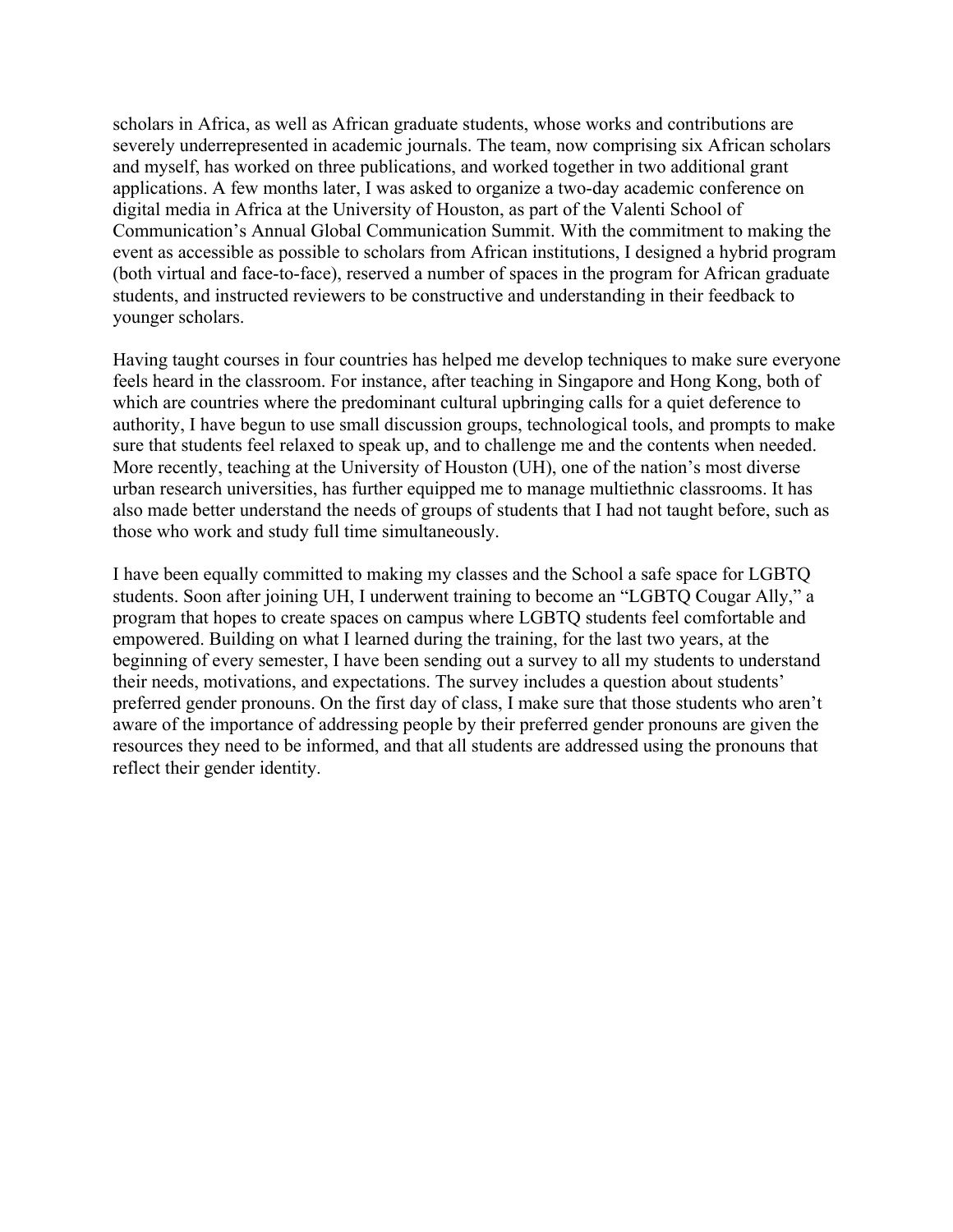scholars in Africa, as well as African graduate students, whose works and contributions are severely underrepresented in academic journals. The team, now comprising six African scholars and myself, has worked on three publications, and worked together in two additional grant applications. A few months later, I was asked to organize a two-day academic conference on digital media in Africa at the University of Houston, as part of the Valenti School of Communication's Annual Global Communication Summit. With the commitment to making the event as accessible as possible to scholars from African institutions, I designed a hybrid program (both virtual and face-to-face), reserved a number of spaces in the program for African graduate students, and instructed reviewers to be constructive and understanding in their feedback to younger scholars.

Having taught courses in four countries has helped me develop techniques to make sure everyone feels heard in the classroom. For instance, after teaching in Singapore and Hong Kong, both of which are countries where the predominant cultural upbringing calls for a quiet deference to authority, I have begun to use small discussion groups, technological tools, and prompts to make sure that students feel relaxed to speak up, and to challenge me and the contents when needed. More recently, teaching at the University of Houston (UH), one of the nation's most diverse urban research universities, has further equipped me to manage multiethnic classrooms. It has also made better understand the needs of groups of students that I had not taught before, such as those who work and study full time simultaneously.

I have been equally committed to making my classes and the School a safe space for LGBTQ students. Soon after joining UH, I underwent training to become an "LGBTQ Cougar Ally," a program that hopes to create spaces on campus where LGBTQ students feel comfortable and empowered. Building on what I learned during the training, for the last two years, at the beginning of every semester, I have been sending out a survey to all my students to understand their needs, motivations, and expectations. The survey includes a question about students' preferred gender pronouns. On the first day of class, I make sure that those students who aren't aware of the importance of addressing people by their preferred gender pronouns are given the resources they need to be informed, and that all students are addressed using the pronouns that reflect their gender identity.